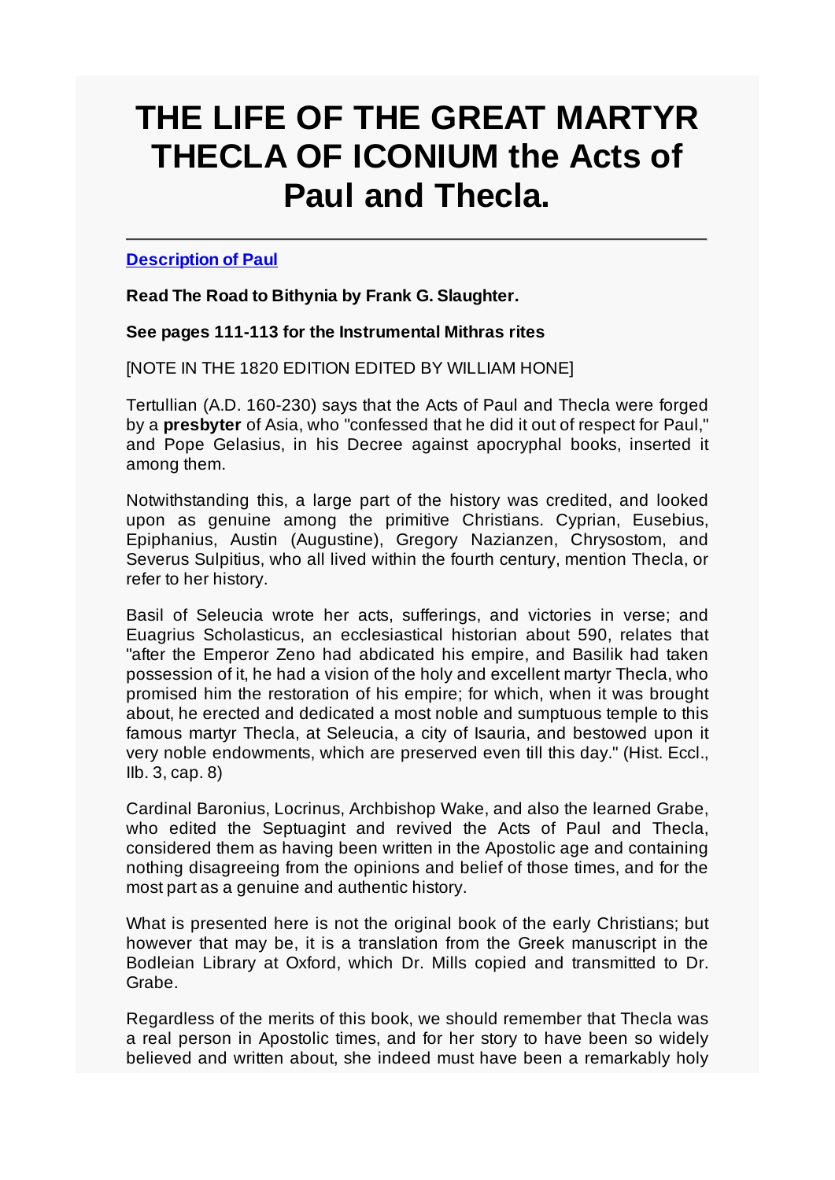# THE LIFE OF THE GREAT MARTYR THECLA OF ICONIUM the Acts of Paul and Thecla.

---

**[Description of Paul]()**

**Read The Road to Bithynia by Frank G. Slaughter.**

**See pages 111-113 for the Instrumental Mithras rites**

[NOTE IN THE 1820 EDITION EDITED BY WILLIAM HONE]

Tertullian (A.D. 160-230) says that the Acts of Paul and Thecla were forged by a **presbyter** of Asia, who "confessed that he did it out of respect for Paul," and Pope Gelasius, in his Decree against apocryphal books, inserted it among them.

Notwithstanding this, a large part of the history was credited, and looked upon as genuine among the primitive Christians. Cyprian, Eusebius, Epiphanius, Austin (Augustine), Gregory Nazianzen, Chrysostom, and Severus Sulpitius, who all lived within the fourth century, mention Thecla, or refer to her history.

Basil of Seleucia wrote her acts, sufferings, and victories in verse; and Euagrius Scholasticus, an ecclesiastical historian about 590, relates that "after the Emperor Zeno had abdicated his empire, and Basilik had taken possession of it, he had a vision of the holy and excellent martyr Thecla, who promised him the restoration of his empire; for which, when it was brought about, he erected and dedicated a most noble and sumptuous temple to this famous martyr Thecla, at Seleucia, a city of Isauria, and bestowed upon it very noble endowments, which are preserved even till this day." (Hist. Eccl., llb. 3, cap. 8)

Cardinal Baronius, Locrinus, Archbishop Wake, and also the learned Grabe, who edited the Septuagint and revived the Acts of Paul and Thecla, considered them as having been written in the Apostolic age and containing nothing disagreeing from the opinions and belief of those times, and for the most part as a genuine and authentic history.

What is presented here is not the original book of the early Christians; but however that may be, it is a translation from the Greek manuscript in the Bodleian Library at Oxford, which Dr. Mills copied and transmitted to Dr. Grabe.

Regardless of the merits of this book, we should remember that Thecla was a real person in Apostolic times, and for her story to have been so widely believed and written about, she indeed must have been a remarkably holy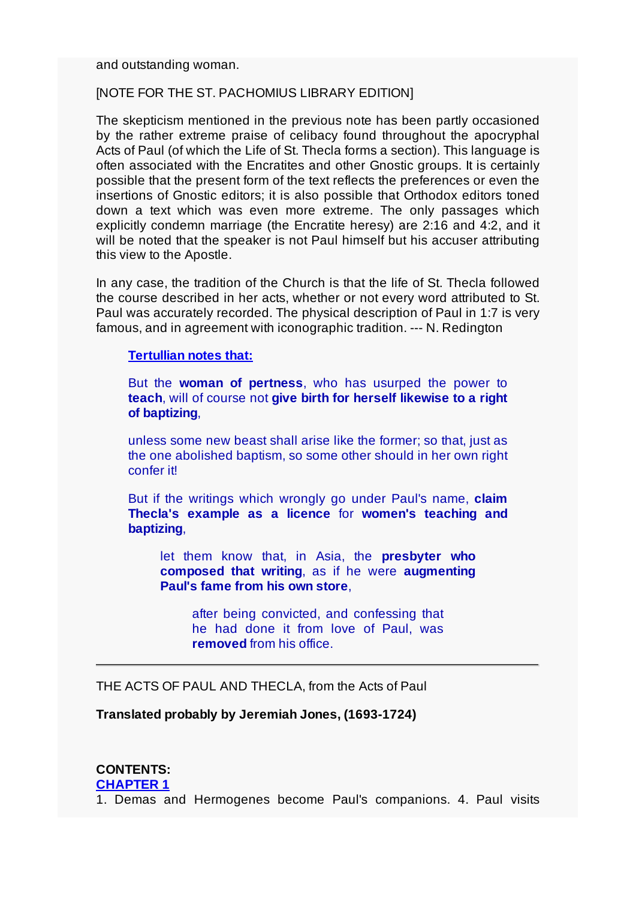and outstanding woman.

[NOTE FOR THE ST. PACHOMIUS LIBRARY EDITION]

The skepticism mentioned in the previous note has been partly occasioned by the rather extreme praise of celibacy found throughout the apocryphal Acts of Paul (of which the Life of St. Thecla forms a section). This language is often associated with the Encratites and other Gnostic groups. It is certainly possible that the present form of the text reflects the preferences or even the insertions of Gnostic editors; it is also possible that Orthodox editors toned down a text which was even more extreme. The only passages which explicitly condemn marriage (the Encratite heresy) are 2:16 and 4:2, and it will be noted that the speaker is not Paul himself but his accuser attributing this view to the Apostle.

In any case, the tradition of the Church is that the life of St. Thecla followed the course described in her acts, whether or not every word attributed to St. Paul was accurately recorded. The physical description of Paul in 1:7 is very famous, and in agreement with iconographic tradition. --- N. Redington

> **Tertullian notes that:**
>
> But the **woman of pertness**, who has usurped the power to **teach**, will of course not **give birth for herself likewise to a right of baptizing**,
>
> unless some new beast shall arise like the former; so that, just as the one abolished baptism, so some other should in her own right confer it!
>
> But if the writings which wrongly go under Paul's name, **claim Thecla's example as a licence** for **women's teaching and baptizing**,
>
> > let them know that, in Asia, the **presbyter who composed that writing**, as if he were **augmenting Paul's fame from his own store**,
> >
> > > after being convicted, and confessing that he had done it from love of Paul, was **removed** from his office.

---

THE ACTS OF PAUL AND THECLA, from the Acts of Paul

**Translated probably by Jeremiah Jones, (1693-1724)**

**CONTENTS:**
**CHAPTER 1**
1. Demas and Hermogenes become Paul's companions. 4. Paul visits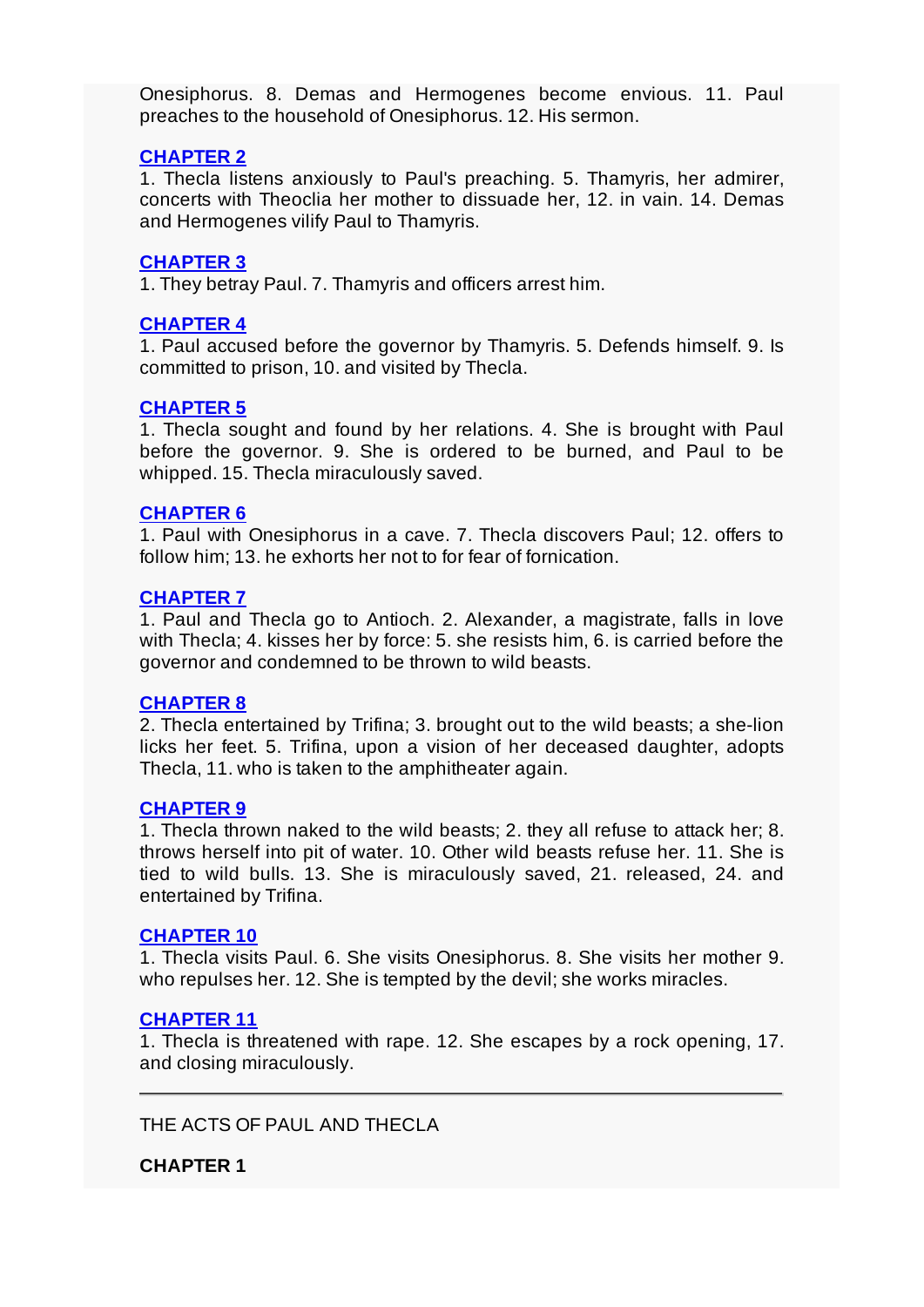Onesiphorus. 8. Demas and Hermogenes become envious. 11. Paul preaches to the household of Onesiphorus. 12. His sermon.

**CHAPTER 2**

1. Thecla listens anxiously to Paul's preaching. 5. Thamyris, her admirer, concerts with Theoclia her mother to dissuade her, 12. in vain. 14. Demas and Hermogenes vilify Paul to Thamyris.

**CHAPTER 3**

1. They betray Paul. 7. Thamyris and officers arrest him.

**CHAPTER 4**

1. Paul accused before the governor by Thamyris. 5. Defends himself. 9. Is committed to prison, 10. and visited by Thecla.

**CHAPTER 5**

1. Thecla sought and found by her relations. 4. She is brought with Paul before the governor. 9. She is ordered to be burned, and Paul to be whipped. 15. Thecla miraculously saved.

**CHAPTER 6**

1. Paul with Onesiphorus in a cave. 7. Thecla discovers Paul; 12. offers to follow him; 13. he exhorts her not to for fear of fornication.

**CHAPTER 7**

1. Paul and Thecla go to Antioch. 2. Alexander, a magistrate, falls in love with Thecla; 4. kisses her by force: 5. she resists him, 6. is carried before the governor and condemned to be thrown to wild beasts.

**CHAPTER 8**

2. Thecla entertained by Trifina; 3. brought out to the wild beasts; a she-lion licks her feet. 5. Trifina, upon a vision of her deceased daughter, adopts Thecla, 11. who is taken to the amphitheater again.

**CHAPTER 9**

1. Thecla thrown naked to the wild beasts; 2. they all refuse to attack her; 8. throws herself into pit of water. 10. Other wild beasts refuse her. 11. She is tied to wild bulls. 13. She is miraculously saved, 21. released, 24. and entertained by Trifina.

**CHAPTER 10**

1. Thecla visits Paul. 6. She visits Onesiphorus. 8. She visits her mother 9. who repulses her. 12. She is tempted by the devil; she works miracles.

**CHAPTER 11**

1. Thecla is threatened with rape. 12. She escapes by a rock opening, 17. and closing miraculously.

---

THE ACTS OF PAUL AND THECLA

**CHAPTER 1**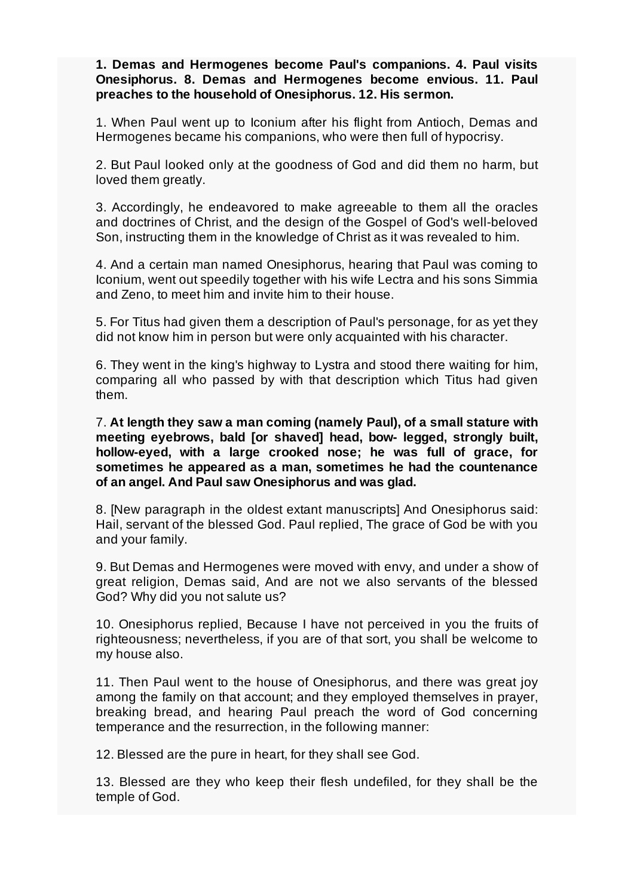**1. Demas and Hermogenes become Paul's companions. 4. Paul visits Onesiphorus. 8. Demas and Hermogenes become envious. 11. Paul preaches to the household of Onesiphorus. 12. His sermon.**

1. When Paul went up to Iconium after his flight from Antioch, Demas and Hermogenes became his companions, who were then full of hypocrisy.

2. But Paul looked only at the goodness of God and did them no harm, but loved them greatly.

3. Accordingly, he endeavored to make agreeable to them all the oracles and doctrines of Christ, and the design of the Gospel of God's well-beloved Son, instructing them in the knowledge of Christ as it was revealed to him.

4. And a certain man named Onesiphorus, hearing that Paul was coming to Iconium, went out speedily together with his wife Lectra and his sons Simmia and Zeno, to meet him and invite him to their house.

5. For Titus had given them a description of Paul's personage, for as yet they did not know him in person but were only acquainted with his character.

6. They went in the king's highway to Lystra and stood there waiting for him, comparing all who passed by with that description which Titus had given them.

7. **At length they saw a man coming (namely Paul), of a small stature with meeting eyebrows, bald [or shaved] head, bow- legged, strongly built, hollow-eyed, with a large crooked nose; he was full of grace, for sometimes he appeared as a man, sometimes he had the countenance of an angel. And Paul saw Onesiphorus and was glad.**

8. [New paragraph in the oldest extant manuscripts] And Onesiphorus said: Hail, servant of the blessed God. Paul replied, The grace of God be with you and your family.

9. But Demas and Hermogenes were moved with envy, and under a show of great religion, Demas said, And are not we also servants of the blessed God? Why did you not salute us?

10. Onesiphorus replied, Because I have not perceived in you the fruits of righteousness; nevertheless, if you are of that sort, you shall be welcome to my house also.

11. Then Paul went to the house of Onesiphorus, and there was great joy among the family on that account; and they employed themselves in prayer, breaking bread, and hearing Paul preach the word of God concerning temperance and the resurrection, in the following manner:

12. Blessed are the pure in heart, for they shall see God.

13. Blessed are they who keep their flesh undefiled, for they shall be the temple of God.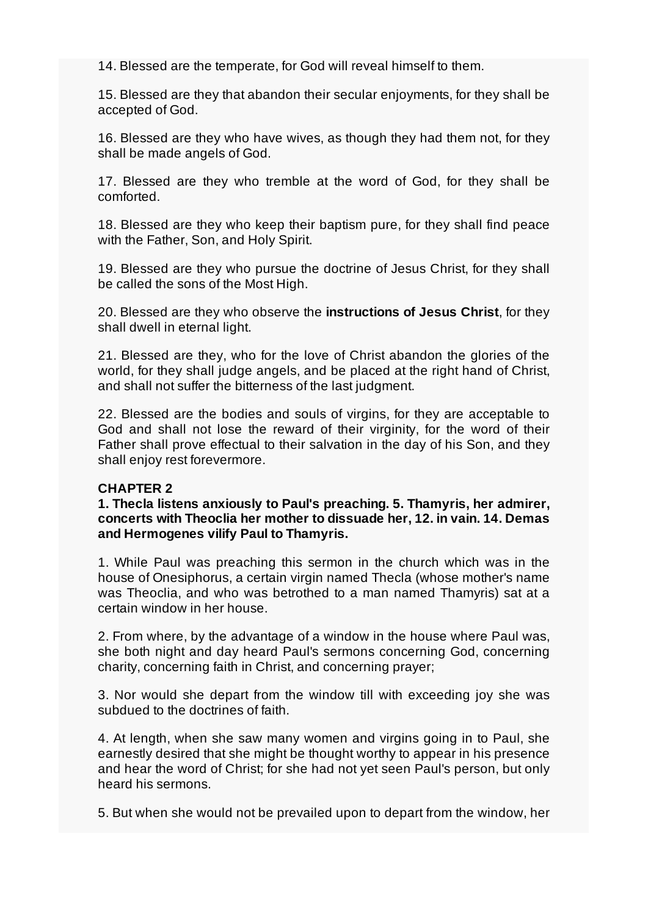14. Blessed are the temperate, for God will reveal himself to them.

15. Blessed are they that abandon their secular enjoyments, for they shall be accepted of God.

16. Blessed are they who have wives, as though they had them not, for they shall be made angels of God.

17. Blessed are they who tremble at the word of God, for they shall be comforted.

18. Blessed are they who keep their baptism pure, for they shall find peace with the Father, Son, and Holy Spirit.

19. Blessed are they who pursue the doctrine of Jesus Christ, for they shall be called the sons of the Most High.

20. Blessed are they who observe the **instructions of Jesus Christ**, for they shall dwell in eternal light.

21. Blessed are they, who for the love of Christ abandon the glories of the world, for they shall judge angels, and be placed at the right hand of Christ, and shall not suffer the bitterness of the last judgment.

22. Blessed are the bodies and souls of virgins, for they are acceptable to God and shall not lose the reward of their virginity, for the word of their Father shall prove effectual to their salvation in the day of his Son, and they shall enjoy rest forevermore.

**CHAPTER 2**

**1. Thecla listens anxiously to Paul's preaching. 5. Thamyris, her admirer, concerts with Theoclia her mother to dissuade her, 12. in vain. 14. Demas and Hermogenes vilify Paul to Thamyris.**

1. While Paul was preaching this sermon in the church which was in the house of Onesiphorus, a certain virgin named Thecla (whose mother's name was Theoclia, and who was betrothed to a man named Thamyris) sat at a certain window in her house.

2. From where, by the advantage of a window in the house where Paul was, she both night and day heard Paul's sermons concerning God, concerning charity, concerning faith in Christ, and concerning prayer;

3. Nor would she depart from the window till with exceeding joy she was subdued to the doctrines of faith.

4. At length, when she saw many women and virgins going in to Paul, she earnestly desired that she might be thought worthy to appear in his presence and hear the word of Christ; for she had not yet seen Paul's person, but only heard his sermons.

5. But when she would not be prevailed upon to depart from the window, her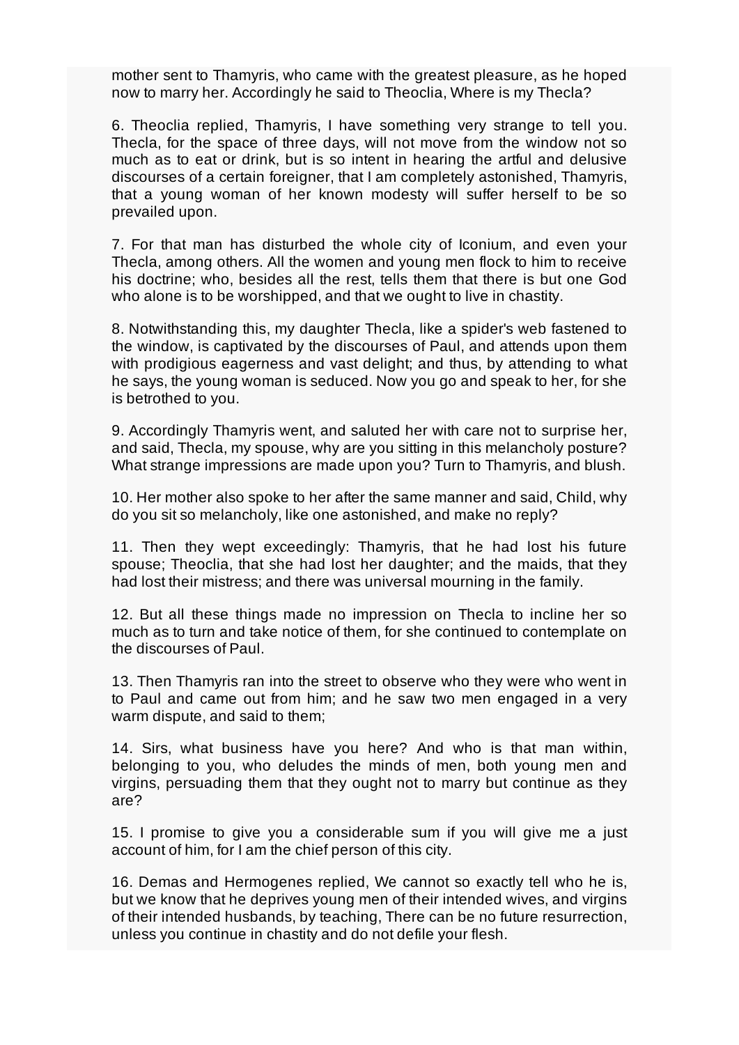mother sent to Thamyris, who came with the greatest pleasure, as he hoped now to marry her. Accordingly he said to Theoclia, Where is my Thecla?

6. Theoclia replied, Thamyris, I have something very strange to tell you. Thecla, for the space of three days, will not move from the window not so much as to eat or drink, but is so intent in hearing the artful and delusive discourses of a certain foreigner, that I am completely astonished, Thamyris, that a young woman of her known modesty will suffer herself to be so prevailed upon.

7. For that man has disturbed the whole city of Iconium, and even your Thecla, among others. All the women and young men flock to him to receive his doctrine; who, besides all the rest, tells them that there is but one God who alone is to be worshipped, and that we ought to live in chastity.

8. Notwithstanding this, my daughter Thecla, like a spider's web fastened to the window, is captivated by the discourses of Paul, and attends upon them with prodigious eagerness and vast delight; and thus, by attending to what he says, the young woman is seduced. Now you go and speak to her, for she is betrothed to you.

9. Accordingly Thamyris went, and saluted her with care not to surprise her, and said, Thecla, my spouse, why are you sitting in this melancholy posture? What strange impressions are made upon you? Turn to Thamyris, and blush.

10. Her mother also spoke to her after the same manner and said, Child, why do you sit so melancholy, like one astonished, and make no reply?

11. Then they wept exceedingly: Thamyris, that he had lost his future spouse; Theoclia, that she had lost her daughter; and the maids, that they had lost their mistress; and there was universal mourning in the family.

12. But all these things made no impression on Thecla to incline her so much as to turn and take notice of them, for she continued to contemplate on the discourses of Paul.

13. Then Thamyris ran into the street to observe who they were who went in to Paul and came out from him; and he saw two men engaged in a very warm dispute, and said to them;

14. Sirs, what business have you here? And who is that man within, belonging to you, who deludes the minds of men, both young men and virgins, persuading them that they ought not to marry but continue as they are?

15. I promise to give you a considerable sum if you will give me a just account of him, for I am the chief person of this city.

16. Demas and Hermogenes replied, We cannot so exactly tell who he is, but we know that he deprives young men of their intended wives, and virgins of their intended husbands, by teaching, There can be no future resurrection, unless you continue in chastity and do not defile your flesh.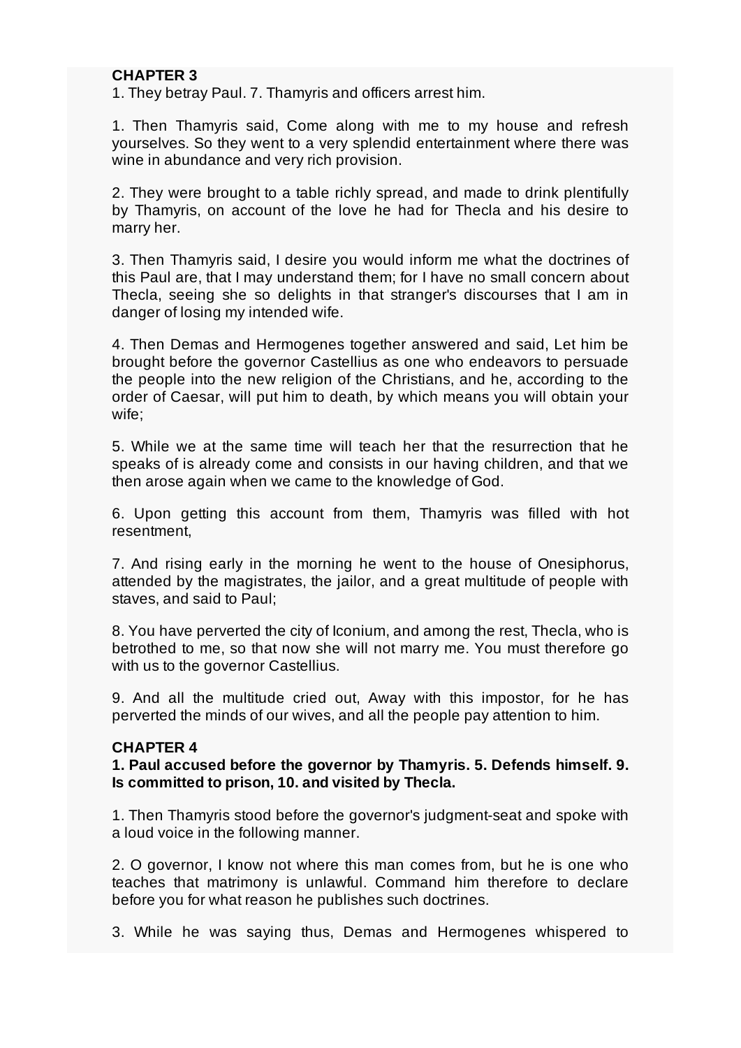**CHAPTER 3**

1. They betray Paul. 7. Thamyris and officers arrest him.

1. Then Thamyris said, Come along with me to my house and refresh yourselves. So they went to a very splendid entertainment where there was wine in abundance and very rich provision.

2. They were brought to a table richly spread, and made to drink plentifully by Thamyris, on account of the love he had for Thecla and his desire to marry her.

3. Then Thamyris said, I desire you would inform me what the doctrines of this Paul are, that I may understand them; for I have no small concern about Thecla, seeing she so delights in that stranger's discourses that I am in danger of losing my intended wife.

4. Then Demas and Hermogenes together answered and said, Let him be brought before the governor Castellius as one who endeavors to persuade the people into the new religion of the Christians, and he, according to the order of Caesar, will put him to death, by which means you will obtain your wife;

5. While we at the same time will teach her that the resurrection that he speaks of is already come and consists in our having children, and that we then arose again when we came to the knowledge of God.

6. Upon getting this account from them, Thamyris was filled with hot resentment,

7. And rising early in the morning he went to the house of Onesiphorus, attended by the magistrates, the jailor, and a great multitude of people with staves, and said to Paul;

8. You have perverted the city of Iconium, and among the rest, Thecla, who is betrothed to me, so that now she will not marry me. You must therefore go with us to the governor Castellius.

9. And all the multitude cried out, Away with this impostor, for he has perverted the minds of our wives, and all the people pay attention to him.

**CHAPTER 4**

**1. Paul accused before the governor by Thamyris. 5. Defends himself. 9. Is committed to prison, 10. and visited by Thecla.**

1. Then Thamyris stood before the governor's judgment-seat and spoke with a loud voice in the following manner.

2. O governor, I know not where this man comes from, but he is one who teaches that matrimony is unlawful. Command him therefore to declare before you for what reason he publishes such doctrines.

3. While he was saying thus, Demas and Hermogenes whispered to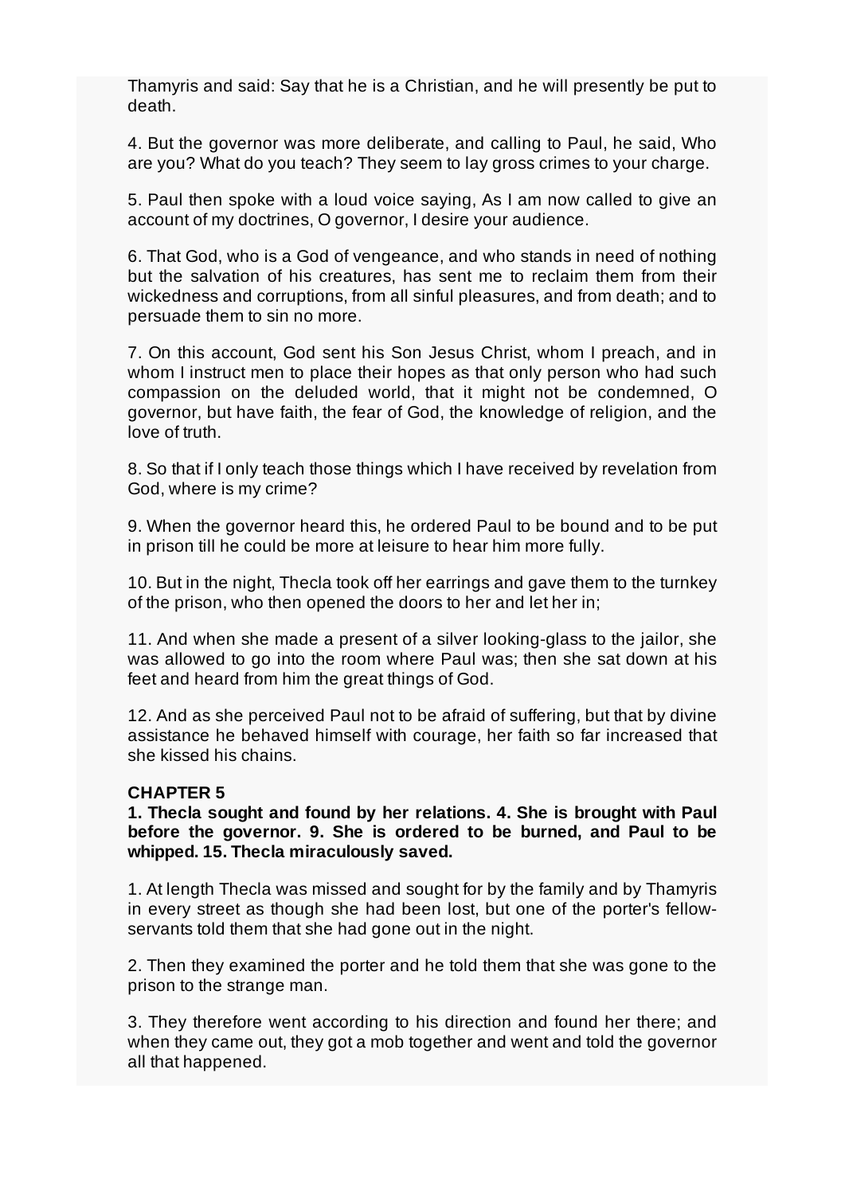Thamyris and said: Say that he is a Christian, and he will presently be put to death.

4. But the governor was more deliberate, and calling to Paul, he said, Who are you? What do you teach? They seem to lay gross crimes to your charge.

5. Paul then spoke with a loud voice saying, As I am now called to give an account of my doctrines, O governor, I desire your audience.

6. That God, who is a God of vengeance, and who stands in need of nothing but the salvation of his creatures, has sent me to reclaim them from their wickedness and corruptions, from all sinful pleasures, and from death; and to persuade them to sin no more.

7. On this account, God sent his Son Jesus Christ, whom I preach, and in whom I instruct men to place their hopes as that only person who had such compassion on the deluded world, that it might not be condemned, O governor, but have faith, the fear of God, the knowledge of religion, and the love of truth.

8. So that if I only teach those things which I have received by revelation from God, where is my crime?

9. When the governor heard this, he ordered Paul to be bound and to be put in prison till he could be more at leisure to hear him more fully.

10. But in the night, Thecla took off her earrings and gave them to the turnkey of the prison, who then opened the doors to her and let her in;

11. And when she made a present of a silver looking-glass to the jailor, she was allowed to go into the room where Paul was; then she sat down at his feet and heard from him the great things of God.

12. And as she perceived Paul not to be afraid of suffering, but that by divine assistance he behaved himself with courage, her faith so far increased that she kissed his chains.

**CHAPTER 5**

**1. Thecla sought and found by her relations. 4. She is brought with Paul before the governor. 9. She is ordered to be burned, and Paul to be whipped. 15. Thecla miraculously saved.**

1. At length Thecla was missed and sought for by the family and by Thamyris in every street as though she had been lost, but one of the porter's fellow-servants told them that she had gone out in the night.

2. Then they examined the porter and he told them that she was gone to the prison to the strange man.

3. They therefore went according to his direction and found her there; and when they came out, they got a mob together and went and told the governor all that happened.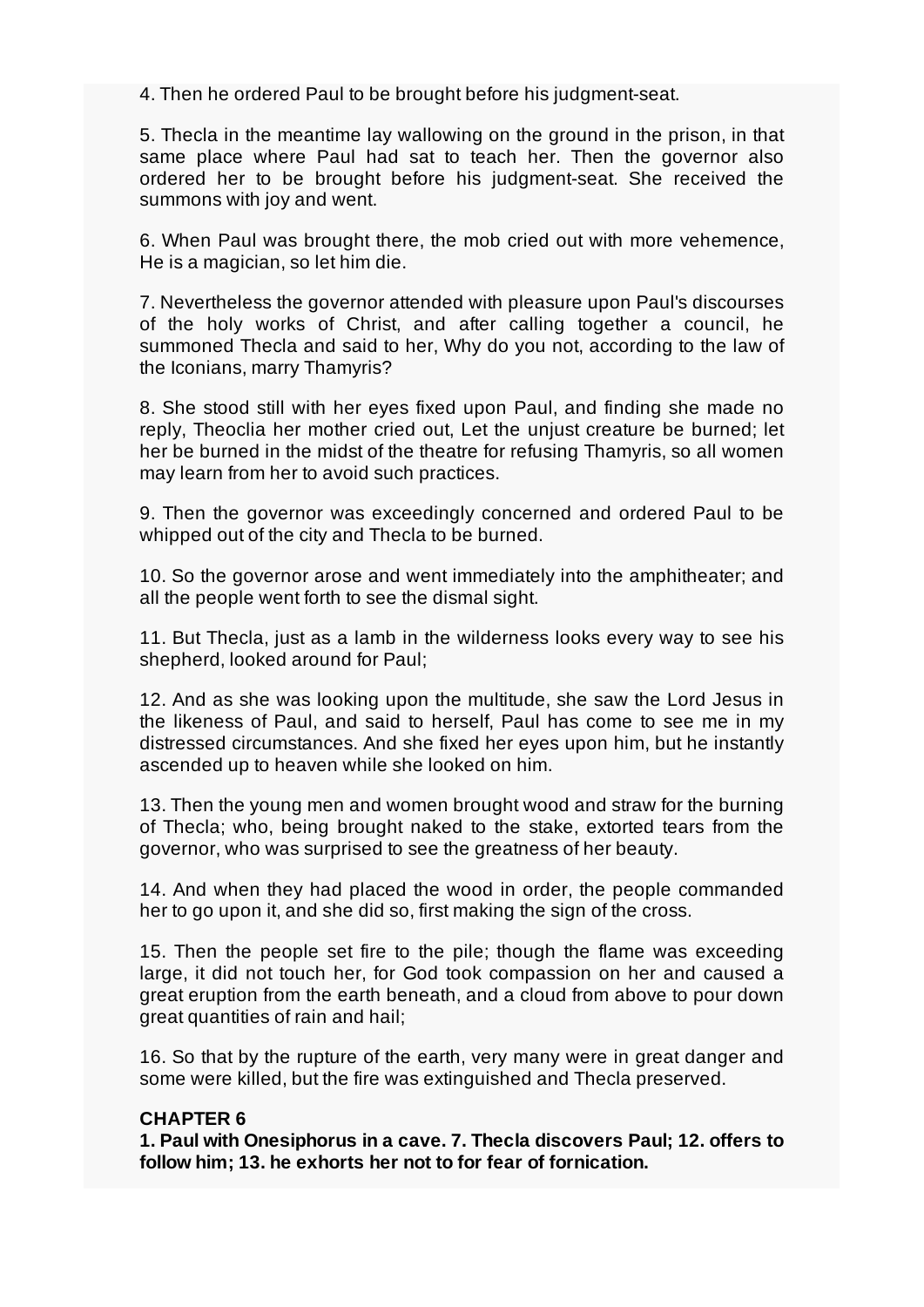4. Then he ordered Paul to be brought before his judgment-seat.

5. Thecla in the meantime lay wallowing on the ground in the prison, in that same place where Paul had sat to teach her. Then the governor also ordered her to be brought before his judgment-seat. She received the summons with joy and went.

6. When Paul was brought there, the mob cried out with more vehemence, He is a magician, so let him die.

7. Nevertheless the governor attended with pleasure upon Paul's discourses of the holy works of Christ, and after calling together a council, he summoned Thecla and said to her, Why do you not, according to the law of the Iconians, marry Thamyris?

8. She stood still with her eyes fixed upon Paul, and finding she made no reply, Theoclia her mother cried out, Let the unjust creature be burned; let her be burned in the midst of the theatre for refusing Thamyris, so all women may learn from her to avoid such practices.

9. Then the governor was exceedingly concerned and ordered Paul to be whipped out of the city and Thecla to be burned.

10. So the governor arose and went immediately into the amphitheater; and all the people went forth to see the dismal sight.

11. But Thecla, just as a lamb in the wilderness looks every way to see his shepherd, looked around for Paul;

12. And as she was looking upon the multitude, she saw the Lord Jesus in the likeness of Paul, and said to herself, Paul has come to see me in my distressed circumstances. And she fixed her eyes upon him, but he instantly ascended up to heaven while she looked on him.

13. Then the young men and women brought wood and straw for the burning of Thecla; who, being brought naked to the stake, extorted tears from the governor, who was surprised to see the greatness of her beauty.

14. And when they had placed the wood in order, the people commanded her to go upon it, and she did so, first making the sign of the cross.

15. Then the people set fire to the pile; though the flame was exceeding large, it did not touch her, for God took compassion on her and caused a great eruption from the earth beneath, and a cloud from above to pour down great quantities of rain and hail;

16. So that by the rupture of the earth, very many were in great danger and some were killed, but the fire was extinguished and Thecla preserved.

## CHAPTER 6

**1. Paul with Onesiphorus in a cave. 7. Thecla discovers Paul; 12. offers to follow him; 13. he exhorts her not to for fear of fornication.**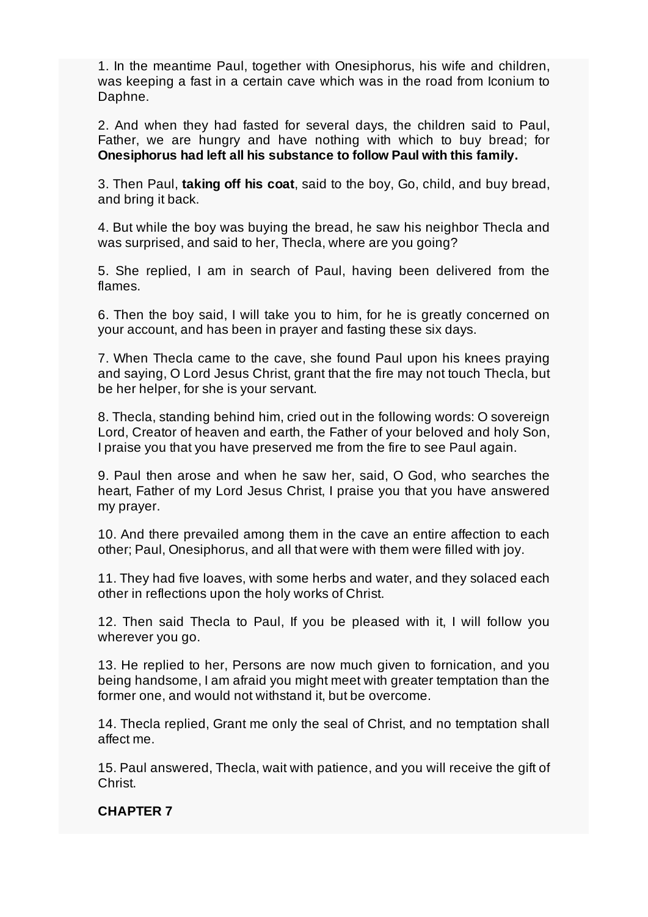1. In the meantime Paul, together with Onesiphorus, his wife and children, was keeping a fast in a certain cave which was in the road from Iconium to Daphne.

2. And when they had fasted for several days, the children said to Paul, Father, we are hungry and have nothing with which to buy bread; for **Onesiphorus had left all his substance to follow Paul with this family.**

3. Then Paul, **taking off his coat**, said to the boy, Go, child, and buy bread, and bring it back.

4. But while the boy was buying the bread, he saw his neighbor Thecla and was surprised, and said to her, Thecla, where are you going?

5. She replied, I am in search of Paul, having been delivered from the flames.

6. Then the boy said, I will take you to him, for he is greatly concerned on your account, and has been in prayer and fasting these six days.

7. When Thecla came to the cave, she found Paul upon his knees praying and saying, O Lord Jesus Christ, grant that the fire may not touch Thecla, but be her helper, for she is your servant.

8. Thecla, standing behind him, cried out in the following words: O sovereign Lord, Creator of heaven and earth, the Father of your beloved and holy Son, I praise you that you have preserved me from the fire to see Paul again.

9. Paul then arose and when he saw her, said, O God, who searches the heart, Father of my Lord Jesus Christ, I praise you that you have answered my prayer.

10. And there prevailed among them in the cave an entire affection to each other; Paul, Onesiphorus, and all that were with them were filled with joy.

11. They had five loaves, with some herbs and water, and they solaced each other in reflections upon the holy works of Christ.

12. Then said Thecla to Paul, If you be pleased with it, I will follow you wherever you go.

13. He replied to her, Persons are now much given to fornication, and you being handsome, I am afraid you might meet with greater temptation than the former one, and would not withstand it, but be overcome.

14. Thecla replied, Grant me only the seal of Christ, and no temptation shall affect me.

15. Paul answered, Thecla, wait with patience, and you will receive the gift of Christ.

## CHAPTER 7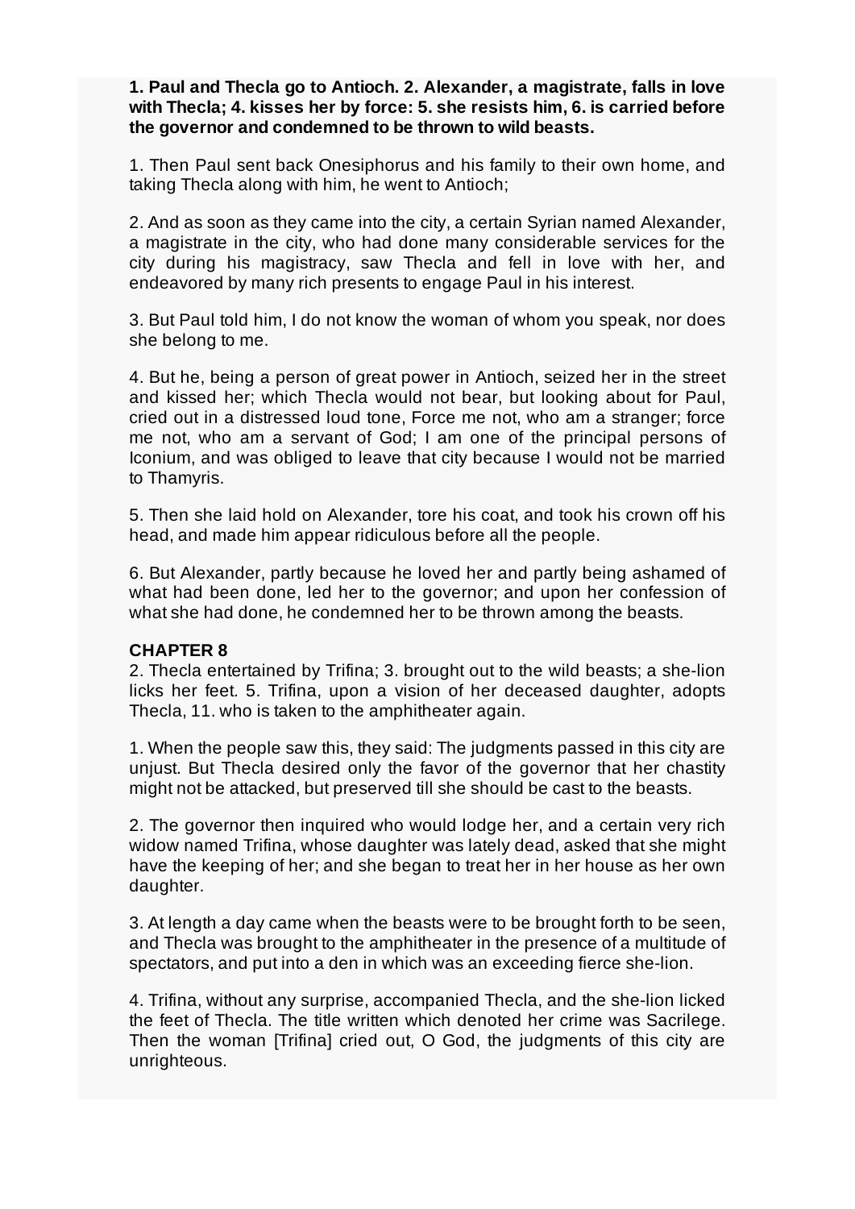**1. Paul and Thecla go to Antioch. 2. Alexander, a magistrate, falls in love with Thecla; 4. kisses her by force: 5. she resists him, 6. is carried before the governor and condemned to be thrown to wild beasts.**

1. Then Paul sent back Onesiphorus and his family to their own home, and taking Thecla along with him, he went to Antioch;

2. And as soon as they came into the city, a certain Syrian named Alexander, a magistrate in the city, who had done many considerable services for the city during his magistracy, saw Thecla and fell in love with her, and endeavored by many rich presents to engage Paul in his interest.

3. But Paul told him, I do not know the woman of whom you speak, nor does she belong to me.

4. But he, being a person of great power in Antioch, seized her in the street and kissed her; which Thecla would not bear, but looking about for Paul, cried out in a distressed loud tone, Force me not, who am a stranger; force me not, who am a servant of God; I am one of the principal persons of Iconium, and was obliged to leave that city because I would not be married to Thamyris.

5. Then she laid hold on Alexander, tore his coat, and took his crown off his head, and made him appear ridiculous before all the people.

6. But Alexander, partly because he loved her and partly being ashamed of what had been done, led her to the governor; and upon her confession of what she had done, he condemned her to be thrown among the beasts.

## CHAPTER 8

2. Thecla entertained by Trifina; 3. brought out to the wild beasts; a she-lion licks her feet. 5. Trifina, upon a vision of her deceased daughter, adopts Thecla, 11. who is taken to the amphitheater again.

1. When the people saw this, they said: The judgments passed in this city are unjust. But Thecla desired only the favor of the governor that her chastity might not be attacked, but preserved till she should be cast to the beasts.

2. The governor then inquired who would lodge her, and a certain very rich widow named Trifina, whose daughter was lately dead, asked that she might have the keeping of her; and she began to treat her in her house as her own daughter.

3. At length a day came when the beasts were to be brought forth to be seen, and Thecla was brought to the amphitheater in the presence of a multitude of spectators, and put into a den in which was an exceeding fierce she-lion.

4. Trifina, without any surprise, accompanied Thecla, and the she-lion licked the feet of Thecla. The title written which denoted her crime was Sacrilege. Then the woman [Trifina] cried out, O God, the judgments of this city are unrighteous.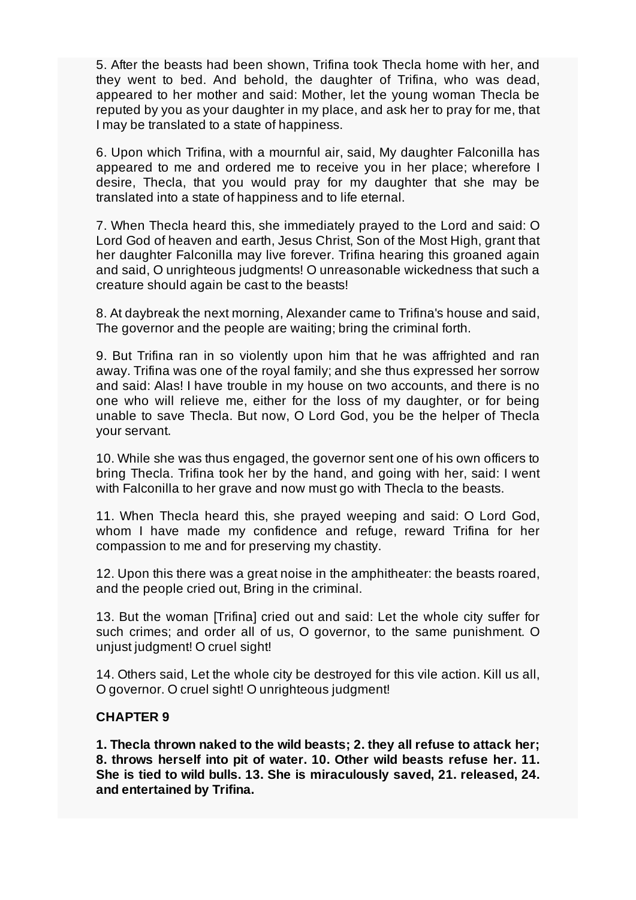5. After the beasts had been shown, Trifina took Thecla home with her, and they went to bed. And behold, the daughter of Trifina, who was dead, appeared to her mother and said: Mother, let the young woman Thecla be reputed by you as your daughter in my place, and ask her to pray for me, that I may be translated to a state of happiness.

6. Upon which Trifina, with a mournful air, said, My daughter Falconilla has appeared to me and ordered me to receive you in her place; wherefore I desire, Thecla, that you would pray for my daughter that she may be translated into a state of happiness and to life eternal.

7. When Thecla heard this, she immediately prayed to the Lord and said: O Lord God of heaven and earth, Jesus Christ, Son of the Most High, grant that her daughter Falconilla may live forever. Trifina hearing this groaned again and said, O unrighteous judgments! O unreasonable wickedness that such a creature should again be cast to the beasts!

8. At daybreak the next morning, Alexander came to Trifina's house and said, The governor and the people are waiting; bring the criminal forth.

9. But Trifina ran in so violently upon him that he was affrighted and ran away. Trifina was one of the royal family; and she thus expressed her sorrow and said: Alas! I have trouble in my house on two accounts, and there is no one who will relieve me, either for the loss of my daughter, or for being unable to save Thecla. But now, O Lord God, you be the helper of Thecla your servant.

10. While she was thus engaged, the governor sent one of his own officers to bring Thecla. Trifina took her by the hand, and going with her, said: I went with Falconilla to her grave and now must go with Thecla to the beasts.

11. When Thecla heard this, she prayed weeping and said: O Lord God, whom I have made my confidence and refuge, reward Trifina for her compassion to me and for preserving my chastity.

12. Upon this there was a great noise in the amphitheater: the beasts roared, and the people cried out, Bring in the criminal.

13. But the woman [Trifina] cried out and said: Let the whole city suffer for such crimes; and order all of us, O governor, to the same punishment. O unjust judgment! O cruel sight!

14. Others said, Let the whole city be destroyed for this vile action. Kill us all, O governor. O cruel sight! O unrighteous judgment!

## CHAPTER 9

**1. Thecla thrown naked to the wild beasts; 2. they all refuse to attack her; 8. throws herself into pit of water. 10. Other wild beasts refuse her. 11. She is tied to wild bulls. 13. She is miraculously saved, 21. released, 24. and entertained by Trifina.**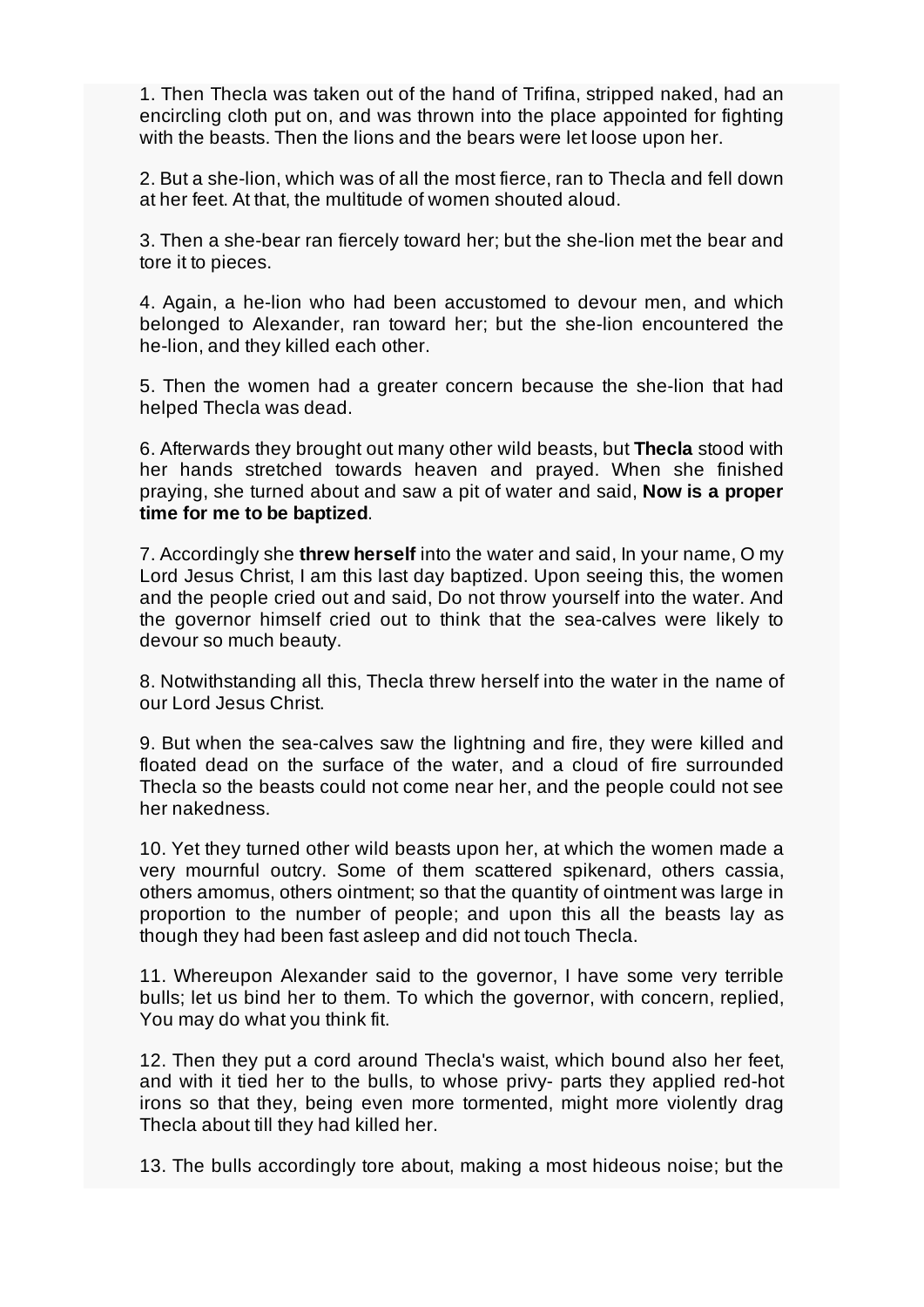1. Then Thecla was taken out of the hand of Trifina, stripped naked, had an encircling cloth put on, and was thrown into the place appointed for fighting with the beasts. Then the lions and the bears were let loose upon her.

2. But a she-lion, which was of all the most fierce, ran to Thecla and fell down at her feet. At that, the multitude of women shouted aloud.

3. Then a she-bear ran fiercely toward her; but the she-lion met the bear and tore it to pieces.

4. Again, a he-lion who had been accustomed to devour men, and which belonged to Alexander, ran toward her; but the she-lion encountered the he-lion, and they killed each other.

5. Then the women had a greater concern because the she-lion that had helped Thecla was dead.

6. Afterwards they brought out many other wild beasts, but **Thecla** stood with her hands stretched towards heaven and prayed. When she finished praying, she turned about and saw a pit of water and said, **Now is a proper time for me to be baptized**.

7. Accordingly she **threw herself** into the water and said, In your name, O my Lord Jesus Christ, I am this last day baptized. Upon seeing this, the women and the people cried out and said, Do not throw yourself into the water. And the governor himself cried out to think that the sea-calves were likely to devour so much beauty.

8. Notwithstanding all this, Thecla threw herself into the water in the name of our Lord Jesus Christ.

9. But when the sea-calves saw the lightning and fire, they were killed and floated dead on the surface of the water, and a cloud of fire surrounded Thecla so the beasts could not come near her, and the people could not see her nakedness.

10. Yet they turned other wild beasts upon her, at which the women made a very mournful outcry. Some of them scattered spikenard, others cassia, others amomus, others ointment; so that the quantity of ointment was large in proportion to the number of people; and upon this all the beasts lay as though they had been fast asleep and did not touch Thecla.

11. Whereupon Alexander said to the governor, I have some very terrible bulls; let us bind her to them. To which the governor, with concern, replied, You may do what you think fit.

12. Then they put a cord around Thecla's waist, which bound also her feet, and with it tied her to the bulls, to whose privy- parts they applied red-hot irons so that they, being even more tormented, might more violently drag Thecla about till they had killed her.

13. The bulls accordingly tore about, making a most hideous noise; but the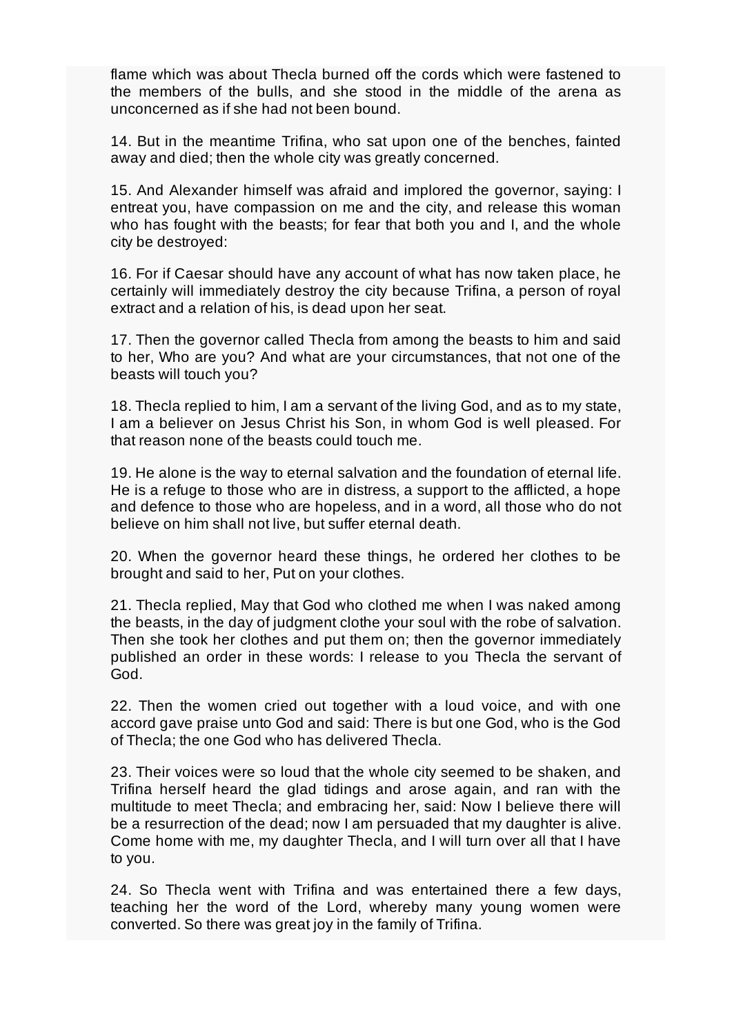flame which was about Thecla burned off the cords which were fastened to the members of the bulls, and she stood in the middle of the arena as unconcerned as if she had not been bound.

14. But in the meantime Trifina, who sat upon one of the benches, fainted away and died; then the whole city was greatly concerned.

15. And Alexander himself was afraid and implored the governor, saying: I entreat you, have compassion on me and the city, and release this woman who has fought with the beasts; for fear that both you and I, and the whole city be destroyed:

16. For if Caesar should have any account of what has now taken place, he certainly will immediately destroy the city because Trifina, a person of royal extract and a relation of his, is dead upon her seat.

17. Then the governor called Thecla from among the beasts to him and said to her, Who are you? And what are your circumstances, that not one of the beasts will touch you?

18. Thecla replied to him, I am a servant of the living God, and as to my state, I am a believer on Jesus Christ his Son, in whom God is well pleased. For that reason none of the beasts could touch me.

19. He alone is the way to eternal salvation and the foundation of eternal life. He is a refuge to those who are in distress, a support to the afflicted, a hope and defence to those who are hopeless, and in a word, all those who do not believe on him shall not live, but suffer eternal death.

20. When the governor heard these things, he ordered her clothes to be brought and said to her, Put on your clothes.

21. Thecla replied, May that God who clothed me when I was naked among the beasts, in the day of judgment clothe your soul with the robe of salvation. Then she took her clothes and put them on; then the governor immediately published an order in these words: I release to you Thecla the servant of God.

22. Then the women cried out together with a loud voice, and with one accord gave praise unto God and said: There is but one God, who is the God of Thecla; the one God who has delivered Thecla.

23. Their voices were so loud that the whole city seemed to be shaken, and Trifina herself heard the glad tidings and arose again, and ran with the multitude to meet Thecla; and embracing her, said: Now I believe there will be a resurrection of the dead; now I am persuaded that my daughter is alive. Come home with me, my daughter Thecla, and I will turn over all that I have to you.

24. So Thecla went with Trifina and was entertained there a few days, teaching her the word of the Lord, whereby many young women were converted. So there was great joy in the family of Trifina.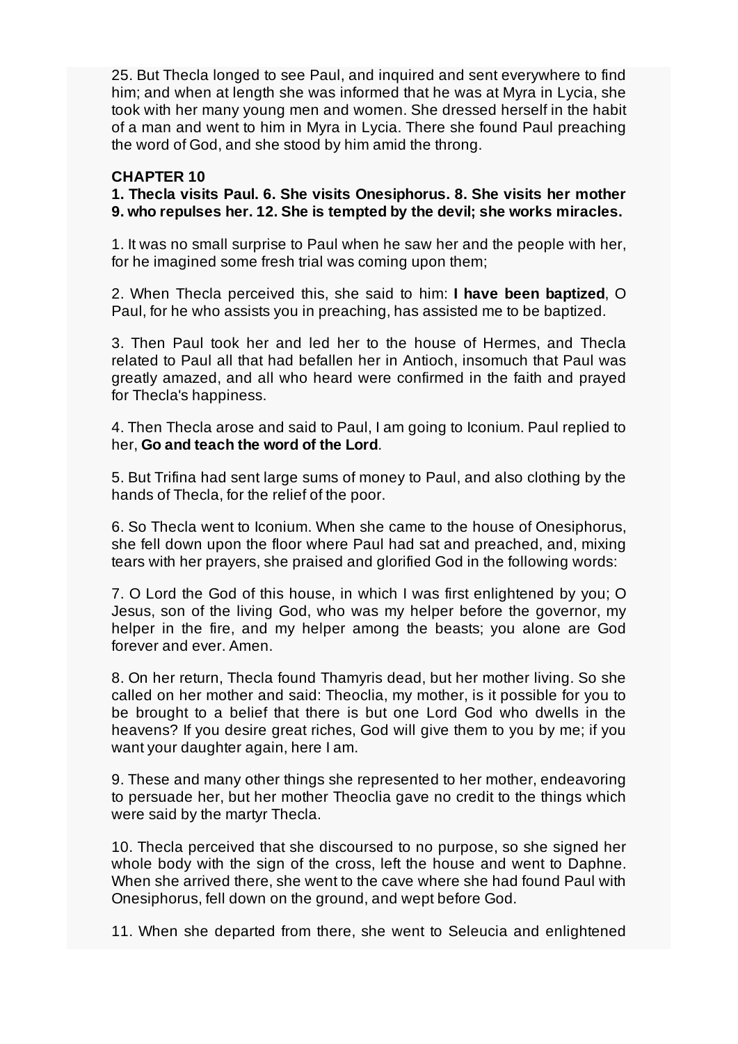25. But Thecla longed to see Paul, and inquired and sent everywhere to find him; and when at length she was informed that he was at Myra in Lycia, she took with her many young men and women. She dressed herself in the habit of a man and went to him in Myra in Lycia. There she found Paul preaching the word of God, and she stood by him amid the throng.

**CHAPTER 10**

**1. Thecla visits Paul. 6. She visits Onesiphorus. 8. She visits her mother 9. who repulses her. 12. She is tempted by the devil; she works miracles.**

1. It was no small surprise to Paul when he saw her and the people with her, for he imagined some fresh trial was coming upon them;

2. When Thecla perceived this, she said to him: **I have been baptized**, O Paul, for he who assists you in preaching, has assisted me to be baptized.

3. Then Paul took her and led her to the house of Hermes, and Thecla related to Paul all that had befallen her in Antioch, insomuch that Paul was greatly amazed, and all who heard were confirmed in the faith and prayed for Thecla's happiness.

4. Then Thecla arose and said to Paul, I am going to Iconium. Paul replied to her, **Go and teach the word of the Lord**.

5. But Trifina had sent large sums of money to Paul, and also clothing by the hands of Thecla, for the relief of the poor.

6. So Thecla went to Iconium. When she came to the house of Onesiphorus, she fell down upon the floor where Paul had sat and preached, and, mixing tears with her prayers, she praised and glorified God in the following words:

7. O Lord the God of this house, in which I was first enlightened by you; O Jesus, son of the living God, who was my helper before the governor, my helper in the fire, and my helper among the beasts; you alone are God forever and ever. Amen.

8. On her return, Thecla found Thamyris dead, but her mother living. So she called on her mother and said: Theoclia, my mother, is it possible for you to be brought to a belief that there is but one Lord God who dwells in the heavens? If you desire great riches, God will give them to you by me; if you want your daughter again, here I am.

9. These and many other things she represented to her mother, endeavoring to persuade her, but her mother Theoclia gave no credit to the things which were said by the martyr Thecla.

10. Thecla perceived that she discoursed to no purpose, so she signed her whole body with the sign of the cross, left the house and went to Daphne. When she arrived there, she went to the cave where she had found Paul with Onesiphorus, fell down on the ground, and wept before God.

11. When she departed from there, she went to Seleucia and enlightened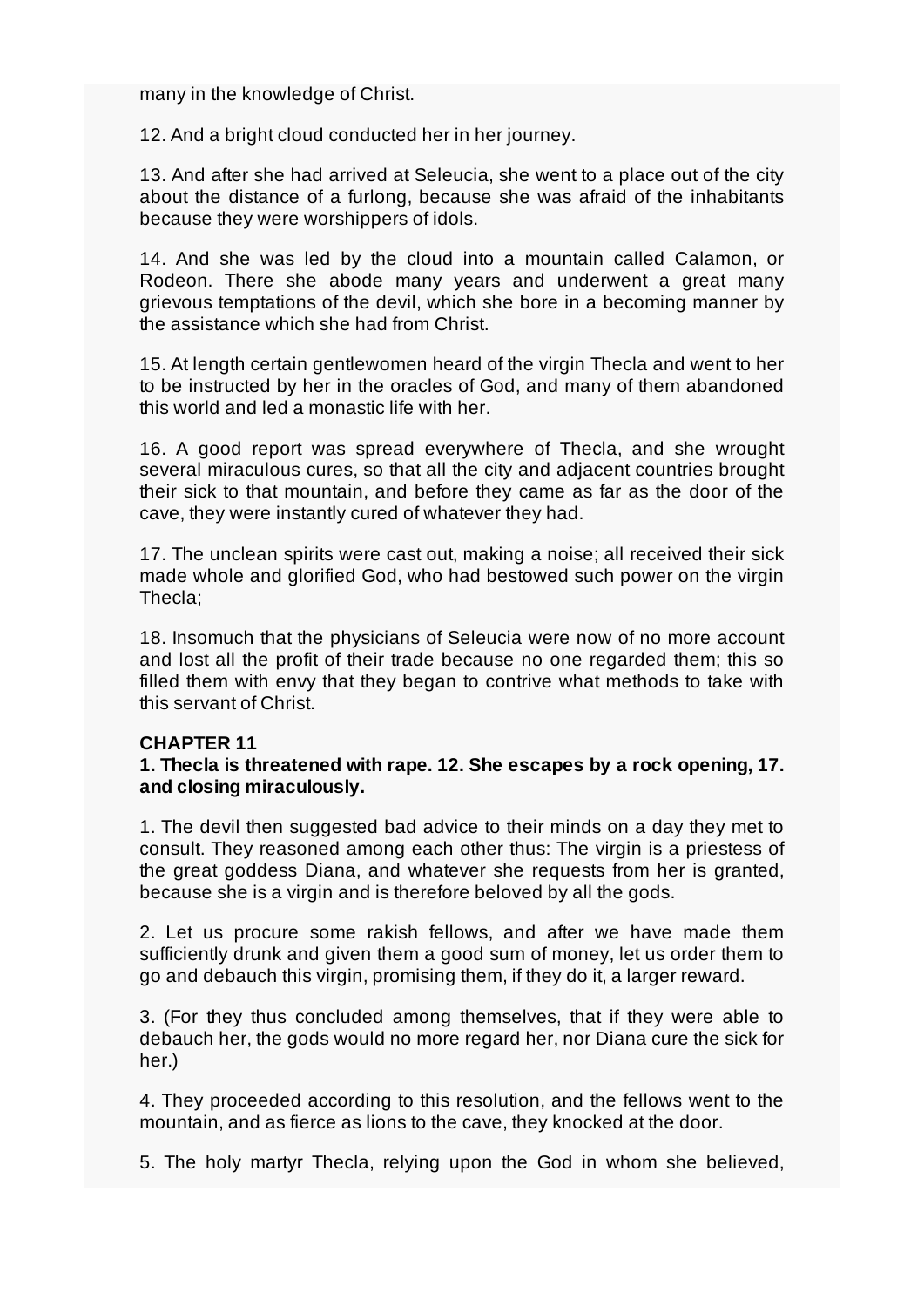many in the knowledge of Christ.

12. And a bright cloud conducted her in her journey.

13. And after she had arrived at Seleucia, she went to a place out of the city about the distance of a furlong, because she was afraid of the inhabitants because they were worshippers of idols.

14. And she was led by the cloud into a mountain called Calamon, or Rodeon. There she abode many years and underwent a great many grievous temptations of the devil, which she bore in a becoming manner by the assistance which she had from Christ.

15. At length certain gentlewomen heard of the virgin Thecla and went to her to be instructed by her in the oracles of God, and many of them abandoned this world and led a monastic life with her.

16. A good report was spread everywhere of Thecla, and she wrought several miraculous cures, so that all the city and adjacent countries brought their sick to that mountain, and before they came as far as the door of the cave, they were instantly cured of whatever they had.

17. The unclean spirits were cast out, making a noise; all received their sick made whole and glorified God, who had bestowed such power on the virgin Thecla;

18. Insomuch that the physicians of Seleucia were now of no more account and lost all the profit of their trade because no one regarded them; this so filled them with envy that they began to contrive what methods to take with this servant of Christ.

**CHAPTER 11**

**1. Thecla is threatened with rape. 12. She escapes by a rock opening, 17. and closing miraculously.**

1. The devil then suggested bad advice to their minds on a day they met to consult. They reasoned among each other thus: The virgin is a priestess of the great goddess Diana, and whatever she requests from her is granted, because she is a virgin and is therefore beloved by all the gods.

2. Let us procure some rakish fellows, and after we have made them sufficiently drunk and given them a good sum of money, let us order them to go and debauch this virgin, promising them, if they do it, a larger reward.

3. (For they thus concluded among themselves, that if they were able to debauch her, the gods would no more regard her, nor Diana cure the sick for her.)

4. They proceeded according to this resolution, and the fellows went to the mountain, and as fierce as lions to the cave, they knocked at the door.

5. The holy martyr Thecla, relying upon the God in whom she believed,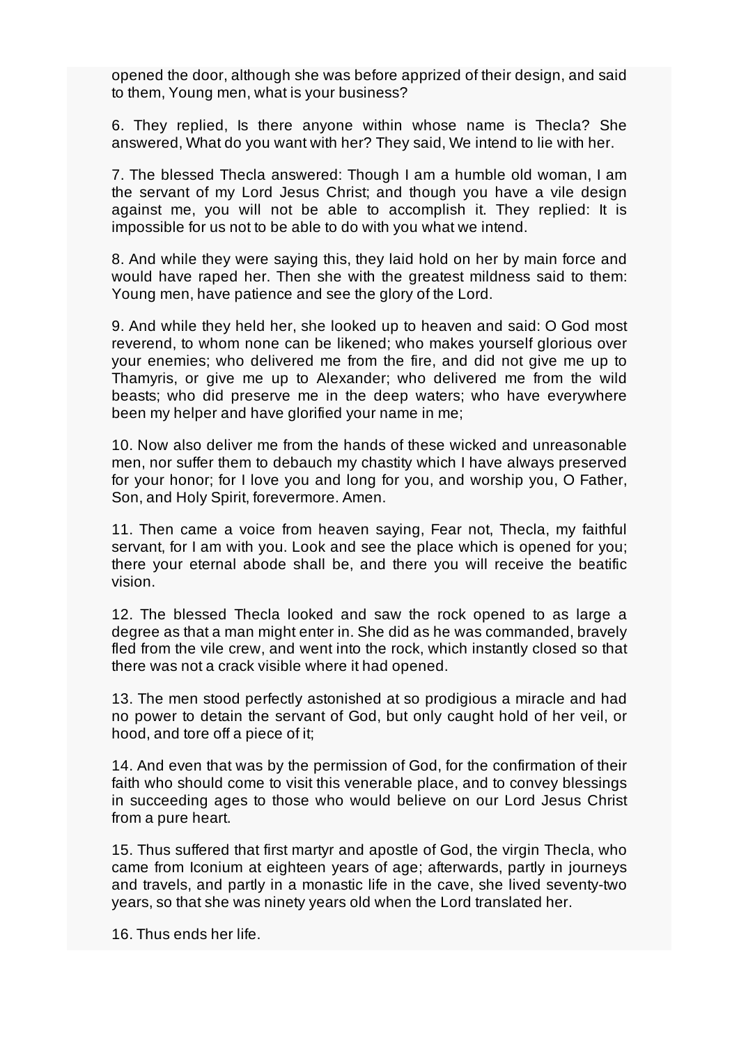opened the door, although she was before apprized of their design, and said to them, Young men, what is your business?

6. They replied, Is there anyone within whose name is Thecla? She answered, What do you want with her? They said, We intend to lie with her.

7. The blessed Thecla answered: Though I am a humble old woman, I am the servant of my Lord Jesus Christ; and though you have a vile design against me, you will not be able to accomplish it. They replied: It is impossible for us not to be able to do with you what we intend.

8. And while they were saying this, they laid hold on her by main force and would have raped her. Then she with the greatest mildness said to them: Young men, have patience and see the glory of the Lord.

9. And while they held her, she looked up to heaven and said: O God most reverend, to whom none can be likened; who makes yourself glorious over your enemies; who delivered me from the fire, and did not give me up to Thamyris, or give me up to Alexander; who delivered me from the wild beasts; who did preserve me in the deep waters; who have everywhere been my helper and have glorified your name in me;

10. Now also deliver me from the hands of these wicked and unreasonable men, nor suffer them to debauch my chastity which I have always preserved for your honor; for I love you and long for you, and worship you, O Father, Son, and Holy Spirit, forevermore. Amen.

11. Then came a voice from heaven saying, Fear not, Thecla, my faithful servant, for I am with you. Look and see the place which is opened for you; there your eternal abode shall be, and there you will receive the beatific vision.

12. The blessed Thecla looked and saw the rock opened to as large a degree as that a man might enter in. She did as he was commanded, bravely fled from the vile crew, and went into the rock, which instantly closed so that there was not a crack visible where it had opened.

13. The men stood perfectly astonished at so prodigious a miracle and had no power to detain the servant of God, but only caught hold of her veil, or hood, and tore off a piece of it;

14. And even that was by the permission of God, for the confirmation of their faith who should come to visit this venerable place, and to convey blessings in succeeding ages to those who would believe on our Lord Jesus Christ from a pure heart.

15. Thus suffered that first martyr and apostle of God, the virgin Thecla, who came from Iconium at eighteen years of age; afterwards, partly in journeys and travels, and partly in a monastic life in the cave, she lived seventy-two years, so that she was ninety years old when the Lord translated her.

16. Thus ends her life.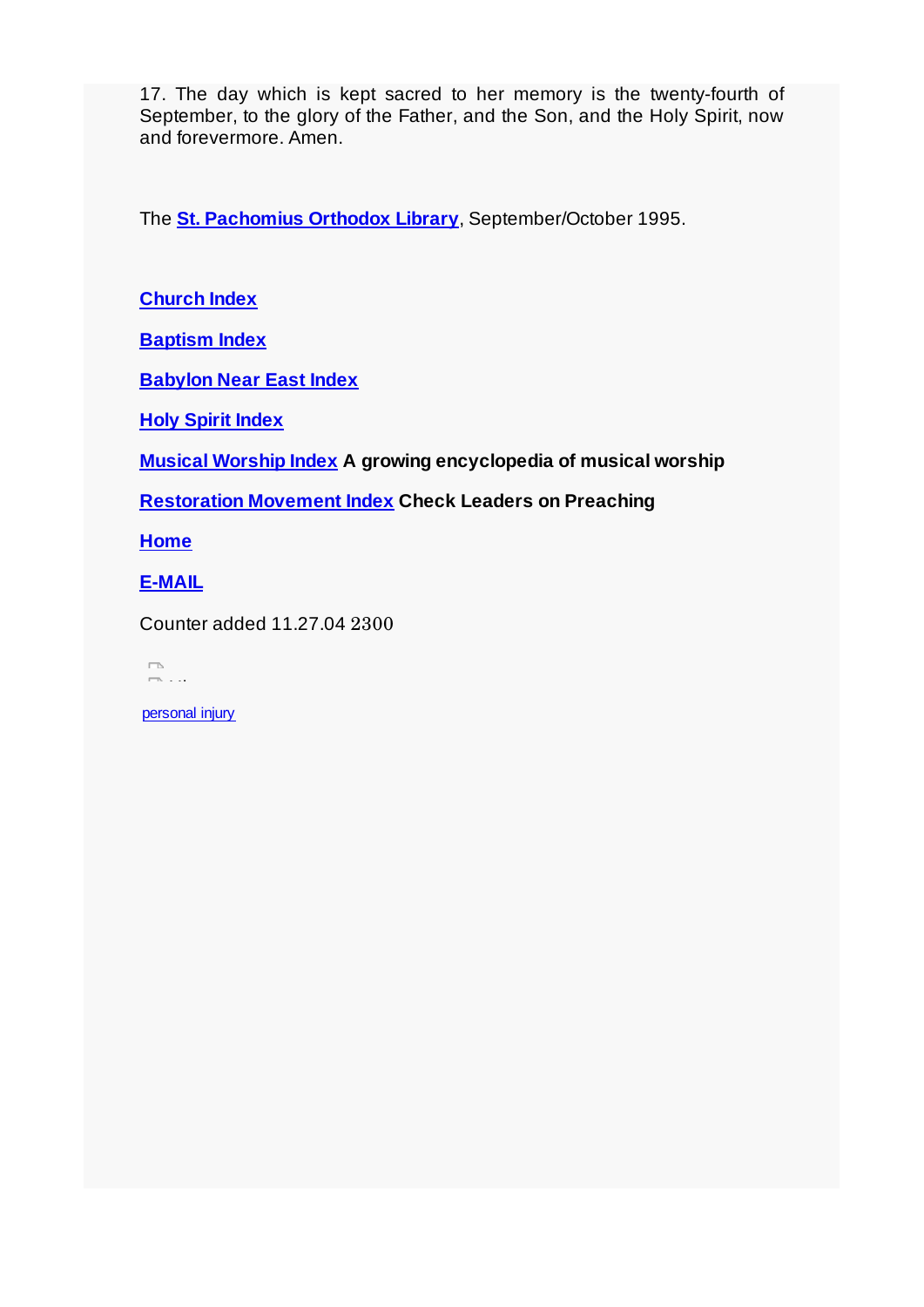17. The day which is kept sacred to her memory is the twenty-fourth of September, to the glory of the Father, and the Son, and the Holy Spirit, now and forevermore. Amen.

The **St. Pachomius Orthodox Library**, September/October 1995.

**Church Index**

**Baptism Index**

**Babylon Near East Index**

**Holy Spirit Index**

**Musical Worship Index** **A growing encyclopedia of musical worship**

**Restoration Movement Index** **Check Leaders on Preaching**

**Home**

**E-MAIL**

Counter added 11.27.04 2300

personal injury